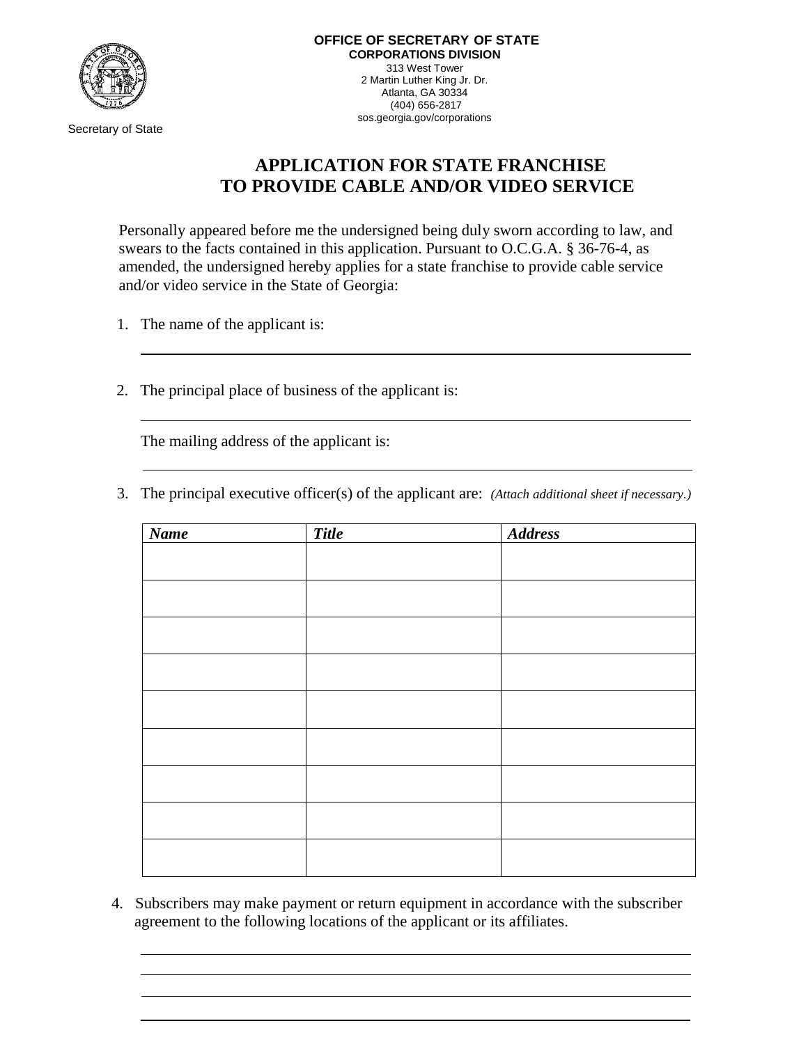**OFFICE OF SECRETARY OF STATE**
**CORPORATIONS DIVISION**
313 West Tower
2 Martin Luther King Jr. Dr.
Atlanta, GA 30334
(404) 656-2817
sos.georgia.gov/corporations

Secretary of State

# APPLICATION FOR STATE FRANCHISE TO PROVIDE CABLE AND/OR VIDEO SERVICE

Personally appeared before me the undersigned being duly sworn according to law, and swears to the facts contained in this application. Pursuant to O.C.G.A. § 36-76-4, as amended, the undersigned hereby applies for a state franchise to provide cable service and/or video service in the State of Georgia:

1. The name of the applicant is:

   \_\_\_\_\_\_\_\_\_\_\_\_\_\_\_\_\_\_\_\_\_\_\_\_\_\_\_\_\_\_\_\_\_\_\_\_\_\_\_\_\_\_\_\_

2. The principal place of business of the applicant is:

   \_\_\_\_\_\_\_\_\_\_\_\_\_\_\_\_\_\_\_\_\_\_\_\_\_\_\_\_\_\_\_\_\_\_\_\_\_\_\_\_\_\_\_\_

   The mailing address of the applicant is:

   \_\_\_\_\_\_\_\_\_\_\_\_\_\_\_\_\_\_\_\_\_\_\_\_\_\_\_\_\_\_\_\_\_\_\_\_\_\_\_\_\_\_\_\_

3. The principal executive officer(s) of the applicant are: *(Attach additional sheet if necessary.)*

| ***Name*** | ***Title*** | ***Address*** |
|---|---|---|
| | | |
| | | |
| | | |
| | | |
| | | |
| | | |
| | | |
| | | |
| | | |

4. Subscribers may make payment or return equipment in accordance with the subscriber agreement to the following locations of the applicant or its affiliates.

   \_\_\_\_\_\_\_\_\_\_\_\_\_\_\_\_\_\_\_\_\_\_\_\_\_\_\_\_\_\_\_\_\_\_\_\_\_\_\_\_\_\_\_\_

   \_\_\_\_\_\_\_\_\_\_\_\_\_\_\_\_\_\_\_\_\_\_\_\_\_\_\_\_\_\_\_\_\_\_\_\_\_\_\_\_\_\_\_\_

   \_\_\_\_\_\_\_\_\_\_\_\_\_\_\_\_\_\_\_\_\_\_\_\_\_\_\_\_\_\_\_\_\_\_\_\_\_\_\_\_\_\_\_\_

   \_\_\_\_\_\_\_\_\_\_\_\_\_\_\_\_\_\_\_\_\_\_\_\_\_\_\_\_\_\_\_\_\_\_\_\_\_\_\_\_\_\_\_\_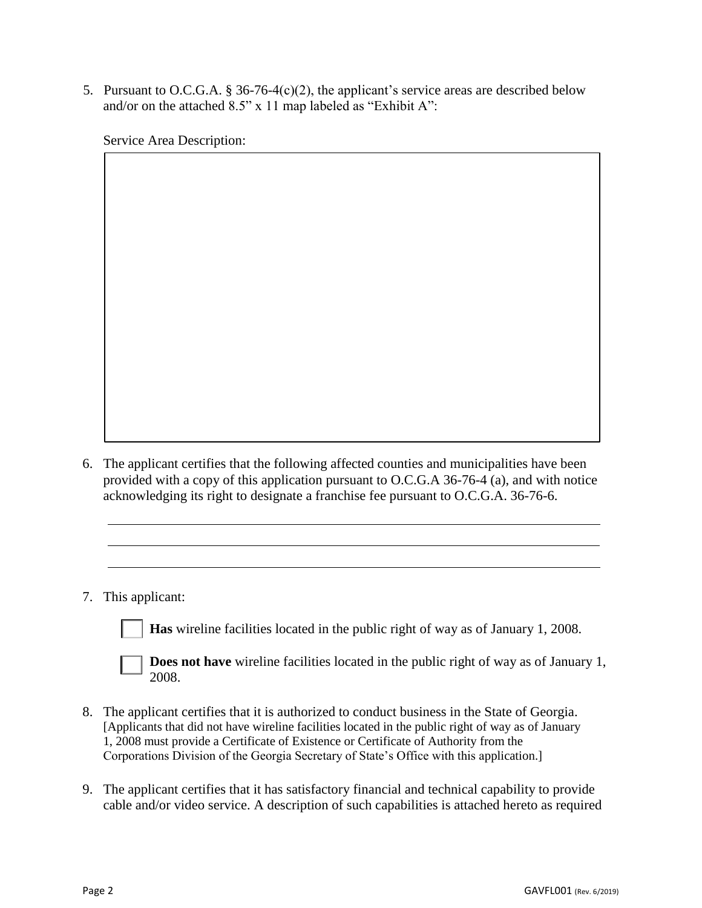5. Pursuant to O.C.G.A. § 36-76-4(c)(2), the applicant's service areas are described below and/or on the attached 8.5" x 11 map labeled as "Exhibit A":

   Service Area Description:

   | |
   |---|
   | |

6. The applicant certifies that the following affected counties and municipalities have been provided with a copy of this application pursuant to O.C.G.A 36-76-4 (a), and with notice acknowledging its right to designate a franchise fee pursuant to O.C.G.A. 36-76-6.

   \_\_\_\_\_\_\_\_\_\_\_\_\_\_\_\_\_\_\_\_\_\_\_\_\_\_\_\_\_\_\_\_\_\_\_\_\_\_\_\_\_\_\_\_\_\_\_\_\_\_\_\_\_\_\_\_\_\_\_\_

   \_\_\_\_\_\_\_\_\_\_\_\_\_\_\_\_\_\_\_\_\_\_\_\_\_\_\_\_\_\_\_\_\_\_\_\_\_\_\_\_\_\_\_\_\_\_\_\_\_\_\_\_\_\_\_\_\_\_\_\_

   \_\_\_\_\_\_\_\_\_\_\_\_\_\_\_\_\_\_\_\_\_\_\_\_\_\_\_\_\_\_\_\_\_\_\_\_\_\_\_\_\_\_\_\_\_\_\_\_\_\_\_\_\_\_\_\_\_\_\_\_

7. This applicant:

   ☐ **Has** wireline facilities located in the public right of way as of January 1, 2008.

   ☐ **Does not have** wireline facilities located in the public right of way as of January 1, 2008.

8. The applicant certifies that it is authorized to conduct business in the State of Georgia. [Applicants that did not have wireline facilities located in the public right of way as of January 1, 2008 must provide a Certificate of Existence or Certificate of Authority from the Corporations Division of the Georgia Secretary of State's Office with this application.]

9. The applicant certifies that it has satisfactory financial and technical capability to provide cable and/or video service. A description of such capabilities is attached hereto as required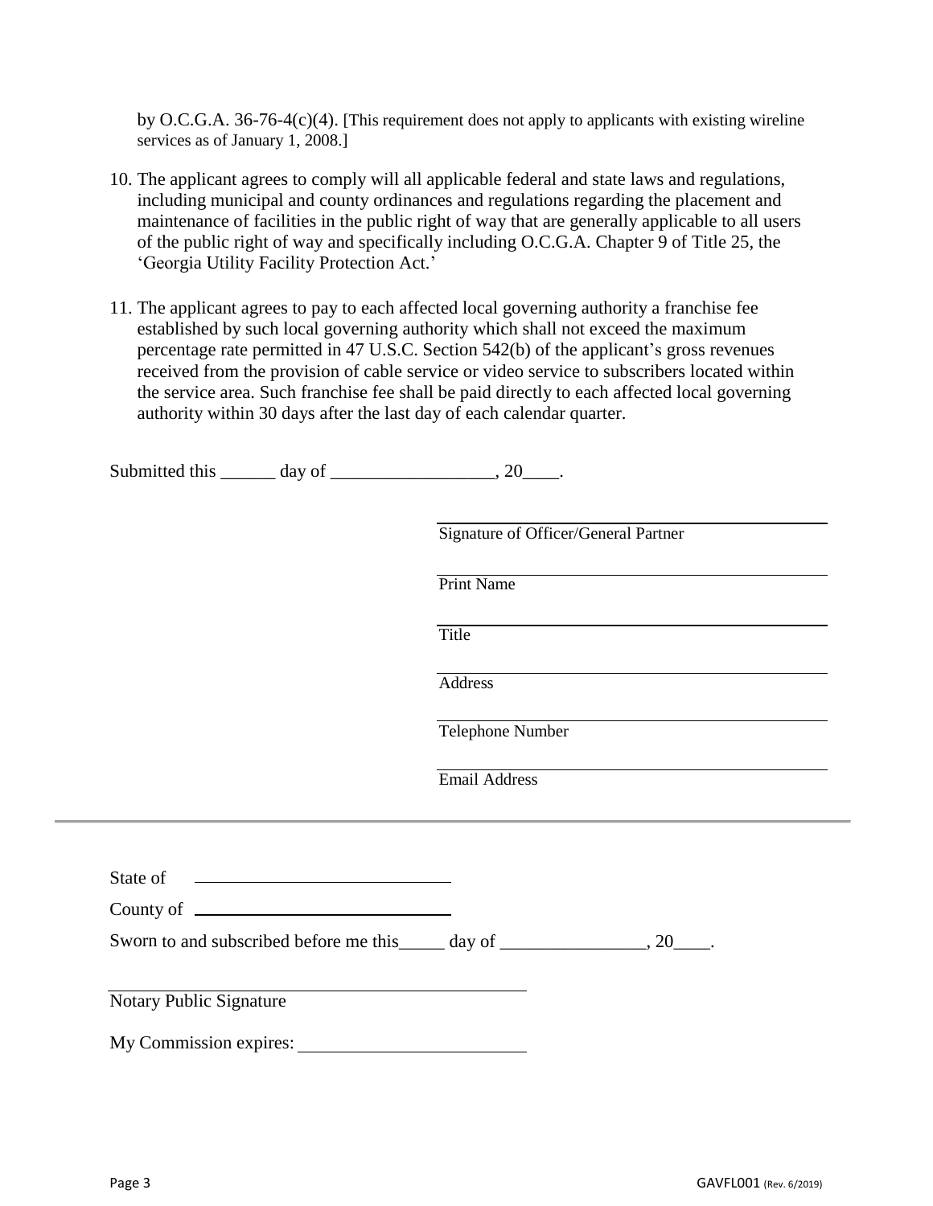by O.C.G.A. 36-76-4(c)(4). [This requirement does not apply to applicants with existing wireline services as of January 1, 2008.]

10. The applicant agrees to comply will all applicable federal and state laws and regulations, including municipal and county ordinances and regulations regarding the placement and maintenance of facilities in the public right of way that are generally applicable to all users of the public right of way and specifically including O.C.G.A. Chapter 9 of Title 25, the 'Georgia Utility Facility Protection Act.'

11. The applicant agrees to pay to each affected local governing authority a franchise fee established by such local governing authority which shall not exceed the maximum percentage rate permitted in 47 U.S.C. Section 542(b) of the applicant's gross revenues received from the provision of cable service or video service to subscribers located within the service area. Such franchise fee shall be paid directly to each affected local governing authority within 30 days after the last day of each calendar quarter.

Submitted this ______ day of __________________, 20____.

______________________________
Signature of Officer/General Partner

______________________________
Print Name

______________________________
Title

______________________________
Address

______________________________
Telephone Number

______________________________
Email Address

---

State of ______________________________

County of ______________________________

Sworn to and subscribed before me this_____ day of ________________, 20____.

______________________________
Notary Public Signature

My Commission expires: ______________________________

GAVFL001 (Rev. 6/2019)